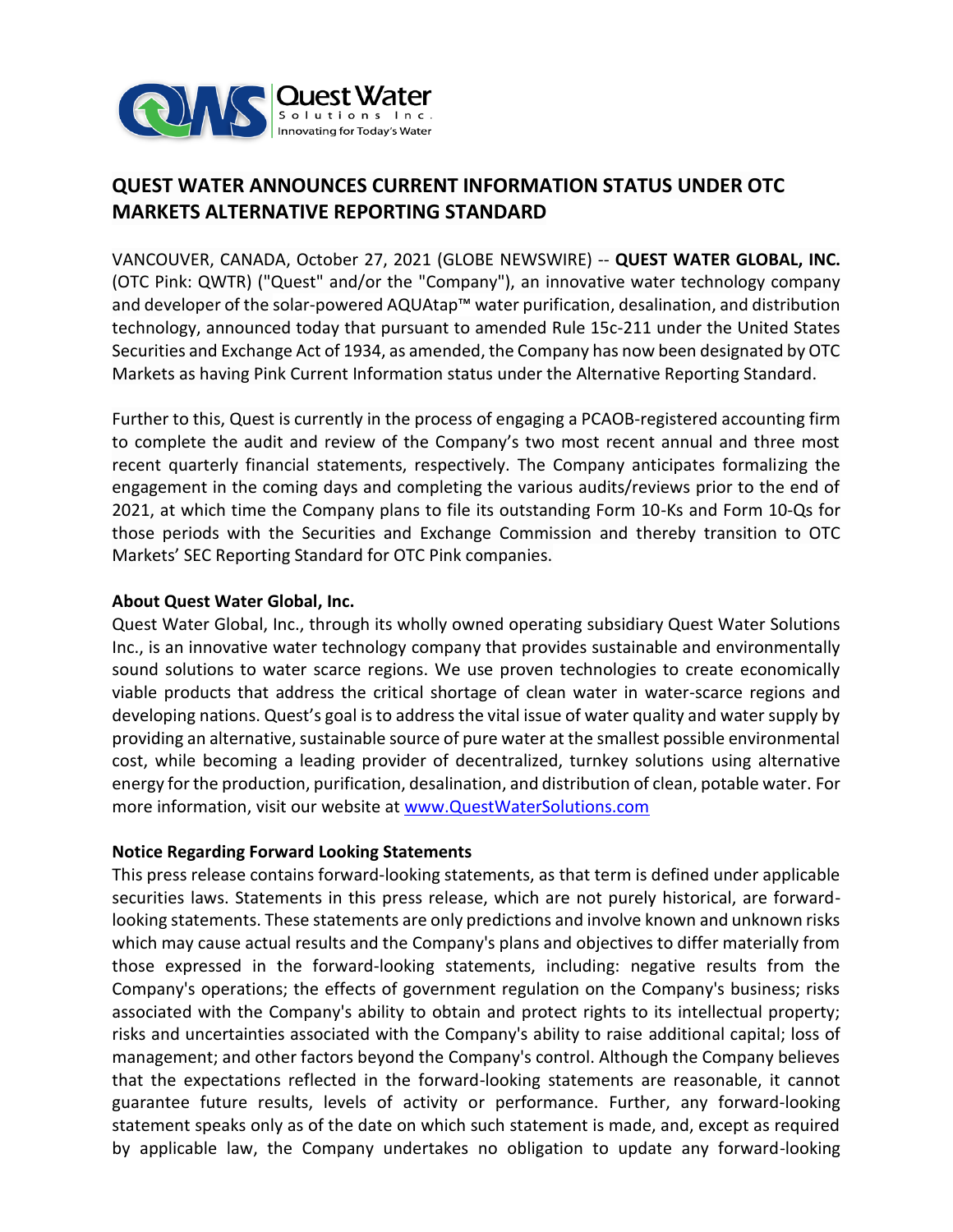# QUEST WATER ANNOUNCES CURRENT INFORMATION STATUS UNDER OTC MARKETS ALTERNATIVE REPORTING STANDARD

VANCOUVER, CANADA, October 27, 2021 (GLOBE NEWSWIRE) -- **QUEST WATER GLOBAL, INC.** (OTC Pink: QWTR) ("Quest" and/or the "Company"), an innovative water technology company and developer of the solar-powered AQUAtap™ water purification, desalination, and distribution technology, announced today that pursuant to amended Rule 15c-211 under the United States Securities and Exchange Act of 1934, as amended, the Company has now been designated by OTC Markets as having Pink Current Information status under the Alternative Reporting Standard.

Further to this, Quest is currently in the process of engaging a PCAOB-registered accounting firm to complete the audit and review of the Company's two most recent annual and three most recent quarterly financial statements, respectively. The Company anticipates formalizing the engagement in the coming days and completing the various audits/reviews prior to the end of 2021, at which time the Company plans to file its outstanding Form 10-Ks and Form 10-Qs for those periods with the Securities and Exchange Commission and thereby transition to OTC Markets' SEC Reporting Standard for OTC Pink companies.

**About Quest Water Global, Inc.**

Quest Water Global, Inc., through its wholly owned operating subsidiary Quest Water Solutions Inc., is an innovative water technology company that provides sustainable and environmentally sound solutions to water scarce regions. We use proven technologies to create economically viable products that address the critical shortage of clean water in water-scarce regions and developing nations. Quest's goal is to address the vital issue of water quality and water supply by providing an alternative, sustainable source of pure water at the smallest possible environmental cost, while becoming a leading provider of decentralized, turnkey solutions using alternative energy for the production, purification, desalination, and distribution of clean, potable water. For more information, visit our website at www.QuestWaterSolutions.com

**Notice Regarding Forward Looking Statements**

This press release contains forward-looking statements, as that term is defined under applicable securities laws. Statements in this press release, which are not purely historical, are forward-looking statements. These statements are only predictions and involve known and unknown risks which may cause actual results and the Company's plans and objectives to differ materially from those expressed in the forward-looking statements, including: negative results from the Company's operations; the effects of government regulation on the Company's business; risks associated with the Company's ability to obtain and protect rights to its intellectual property; risks and uncertainties associated with the Company's ability to raise additional capital; loss of management; and other factors beyond the Company's control. Although the Company believes that the expectations reflected in the forward-looking statements are reasonable, it cannot guarantee future results, levels of activity or performance. Further, any forward-looking statement speaks only as of the date on which such statement is made, and, except as required by applicable law, the Company undertakes no obligation to update any forward-looking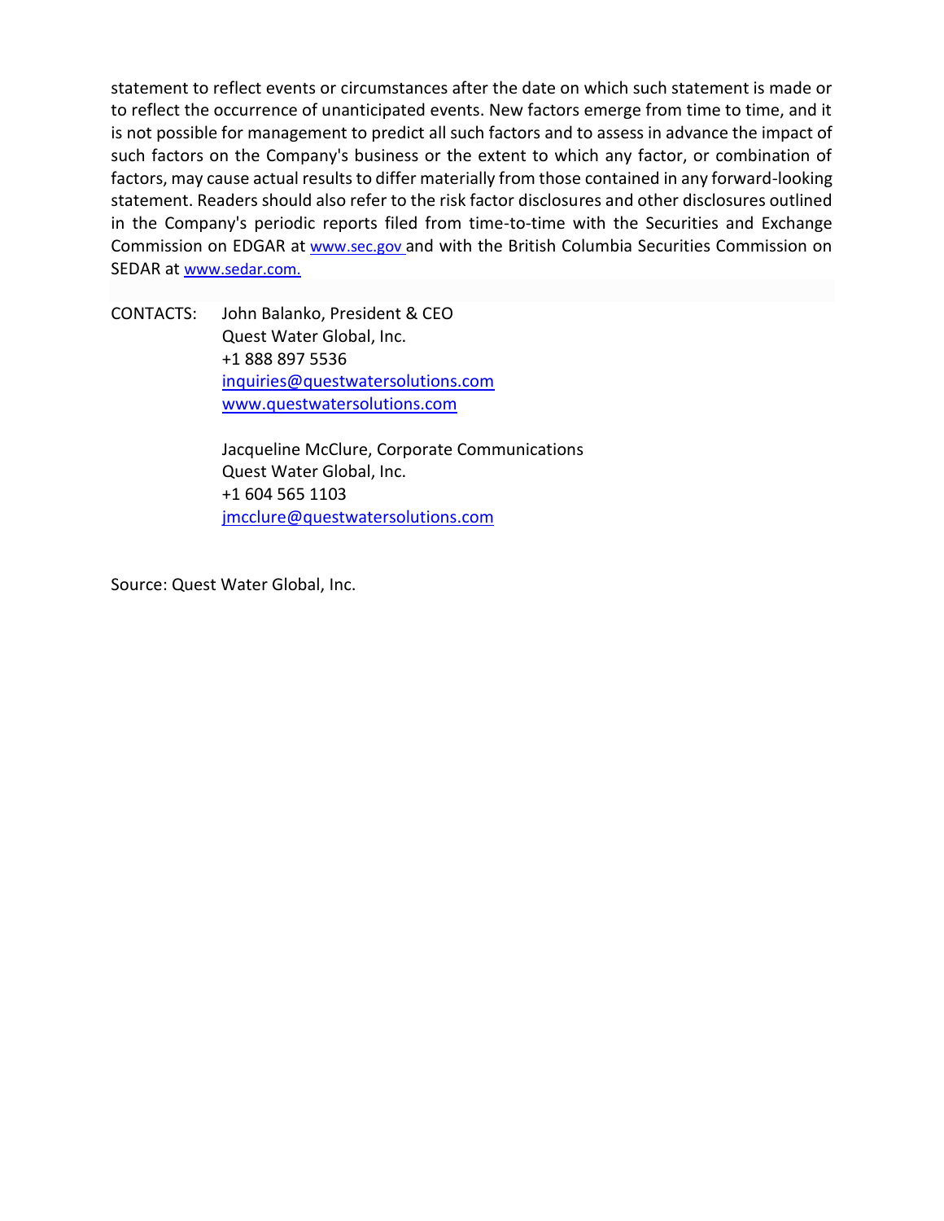statement to reflect events or circumstances after the date on which such statement is made or to reflect the occurrence of unanticipated events. New factors emerge from time to time, and it is not possible for management to predict all such factors and to assess in advance the impact of such factors on the Company's business or the extent to which any factor, or combination of factors, may cause actual results to differ materially from those contained in any forward-looking statement. Readers should also refer to the risk factor disclosures and other disclosures outlined in the Company's periodic reports filed from time-to-time with the Securities and Exchange Commission on EDGAR at www.sec.gov and with the British Columbia Securities Commission on SEDAR at www.sedar.com.

CONTACTS: John Balanko, President & CEO
Quest Water Global, Inc.
+1 888 897 5536
inquiries@questwatersolutions.com
www.questwatersolutions.com

Jacqueline McClure, Corporate Communications
Quest Water Global, Inc.
+1 604 565 1103
jmcclure@questwatersolutions.com

Source: Quest Water Global, Inc.